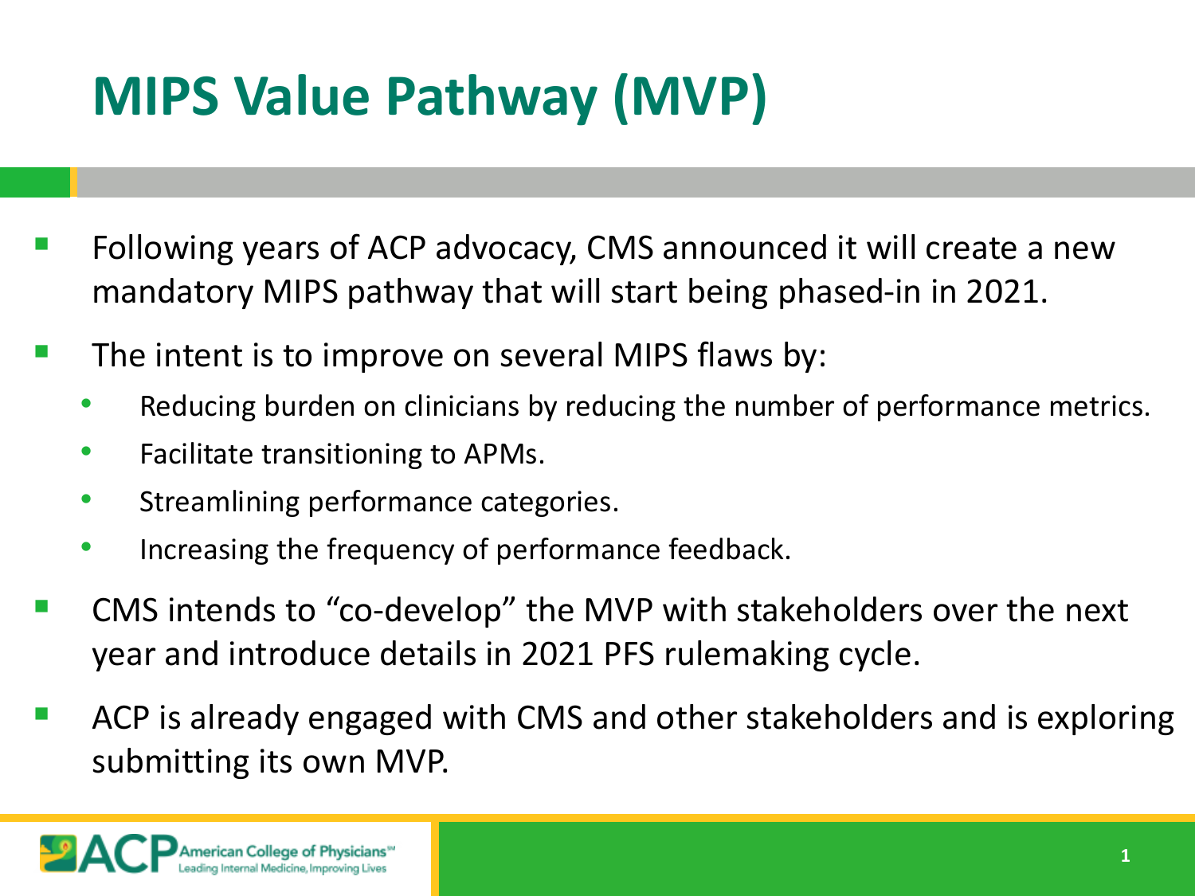# MIPS Value Pathway (MVP)

- Following years of ACP advocacy, CMS announced it will create a new mandatory MIPS pathway that will start being phased-in in 2021.
- The intent is to improve on several MIPS flaws by:
  - Reducing burden on clinicians by reducing the number of performance metrics.
  - Facilitate transitioning to APMs.
  - Streamlining performance categories.
  - Increasing the frequency of performance feedback.
- CMS intends to "co-develop" the MVP with stakeholders over the next year and introduce details in 2021 PFS rulemaking cycle.
- ACP is already engaged with CMS and other stakeholders and is exploring submitting its own MVP.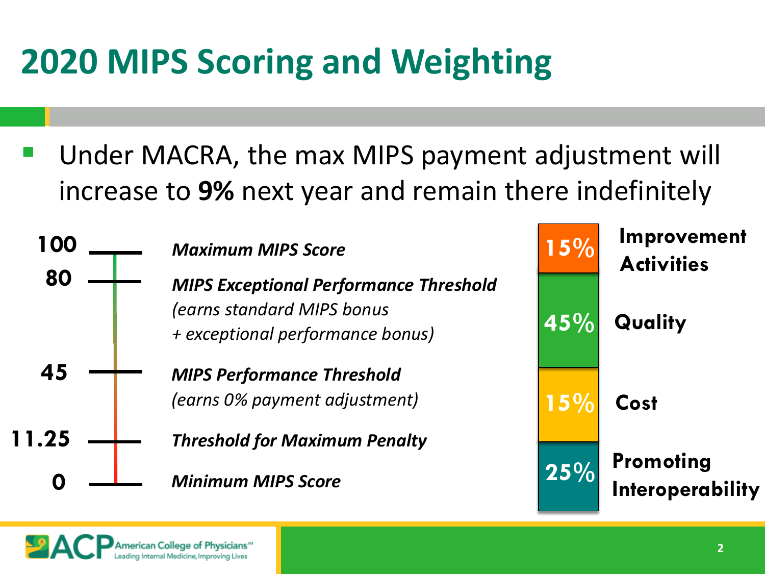# 2020 MIPS Scoring and Weighting

- Under MACRA, the max MIPS payment adjustment will increase to **9%** next year and remain there indefinitely

| Score | Description |
| --- | --- |
| 100 | ***Maximum MIPS Score*** |
| 80 | ***MIPS Exceptional Performance Threshold*** *(earns standard MIPS bonus + exceptional performance bonus)* |
| 45 | ***MIPS Performance Threshold*** *(earns 0% payment adjustment)* |
| 11.25 | ***Threshold for Maximum Penalty*** |
| 0 | ***Minimum MIPS Score*** |

| Weight | Category |
| --- | --- |
| 15% | **Improvement Activities** |
| 45% | **Quality** |
| 15% | **Cost** |
| 25% | **Promoting Interoperability** |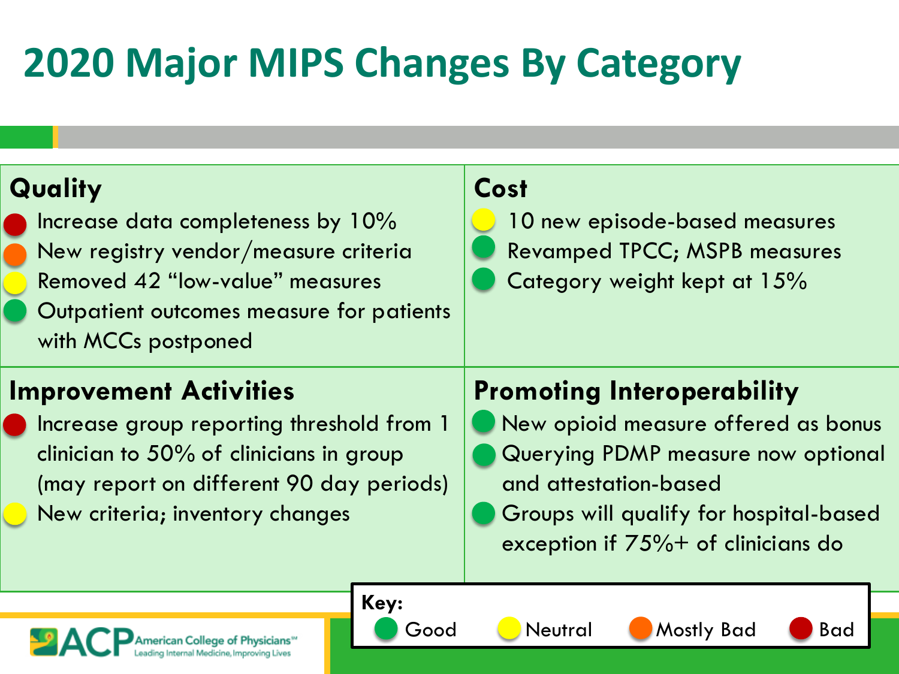# 2020 Major MIPS Changes By Category

## Quality

- (Bad) Increase data completeness by 10%
- (Mostly Bad) New registry vendor/measure criteria
- (Neutral) Removed 42 "low-value" measures
- (Good) Outpatient outcomes measure for patients with MCCs postponed

## Cost

- (Neutral) 10 new episode-based measures
- (Good) Revamped TPCC; MSPB measures
- (Good) Category weight kept at 15%

## Improvement Activities

- (Bad) Increase group reporting threshold from 1 clinician to 50% of clinicians in group (may report on different 90 day periods)
- (Neutral) New criteria; inventory changes

## Promoting Interoperability

- (Good) New opioid measure offered as bonus
- (Good) Querying PDMP measure now optional and attestation-based
- (Good) Groups will qualify for hospital-based exception if 75%+ of clinicians do

**Key:** Good (green) | Neutral (yellow) | Mostly Bad (orange) | Bad (red)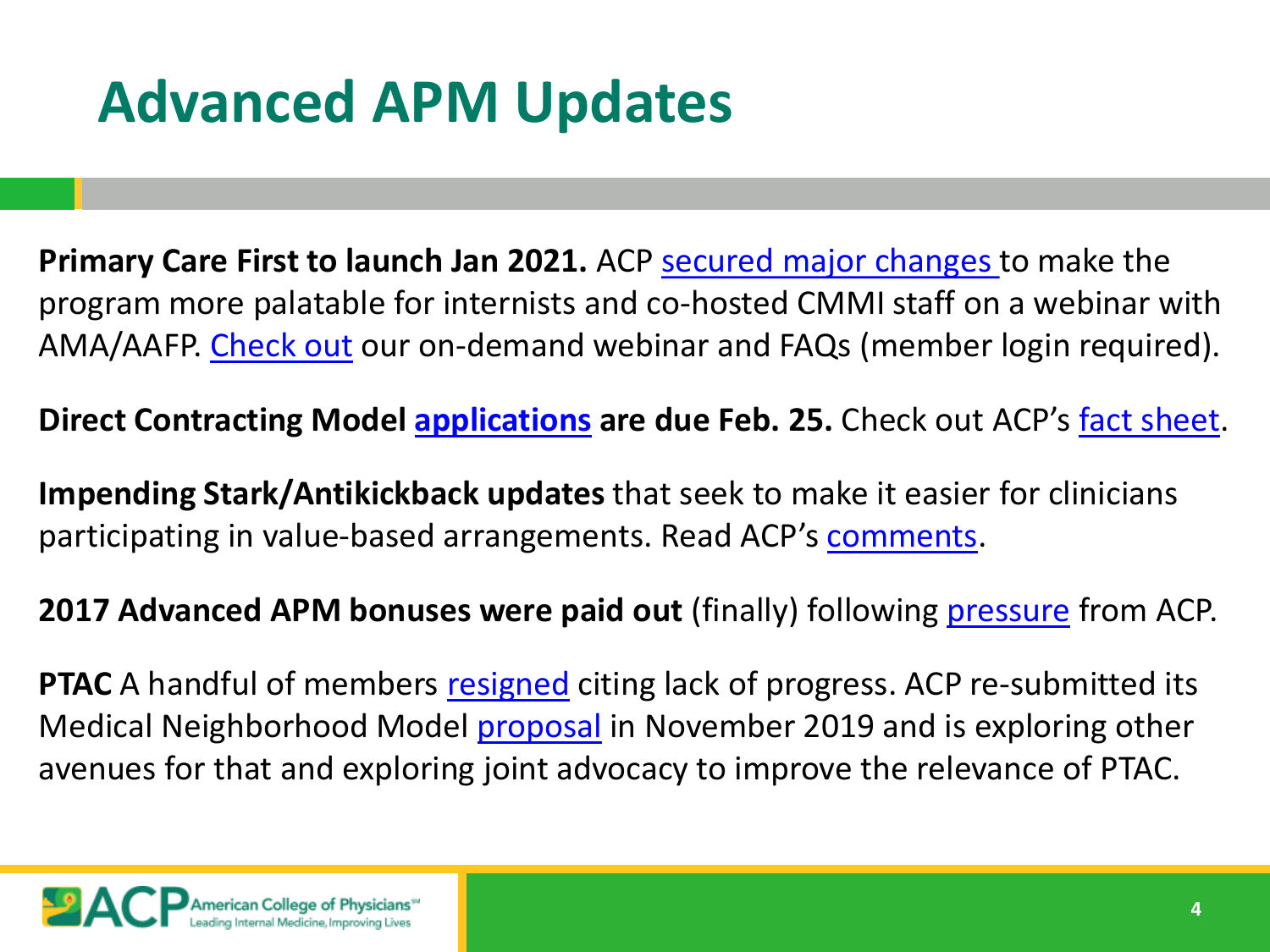# Advanced APM Updates

**Primary Care First to launch Jan 2021.** ACP secured major changes to make the program more palatable for internists and co-hosted CMMI staff on a webinar with AMA/AAFP. Check out our on-demand webinar and FAQs (member login required).

**Direct Contracting Model applications are due Feb. 25.** Check out ACP's fact sheet.

**Impending Stark/Antikickback updates** that seek to make it easier for clinicians participating in value-based arrangements. Read ACP's comments.

**2017 Advanced APM bonuses were paid out** (finally) following pressure from ACP.

**PTAC** A handful of members resigned citing lack of progress. ACP re-submitted its Medical Neighborhood Model proposal in November 2019 and is exploring other avenues for that and exploring joint advocacy to improve the relevance of PTAC.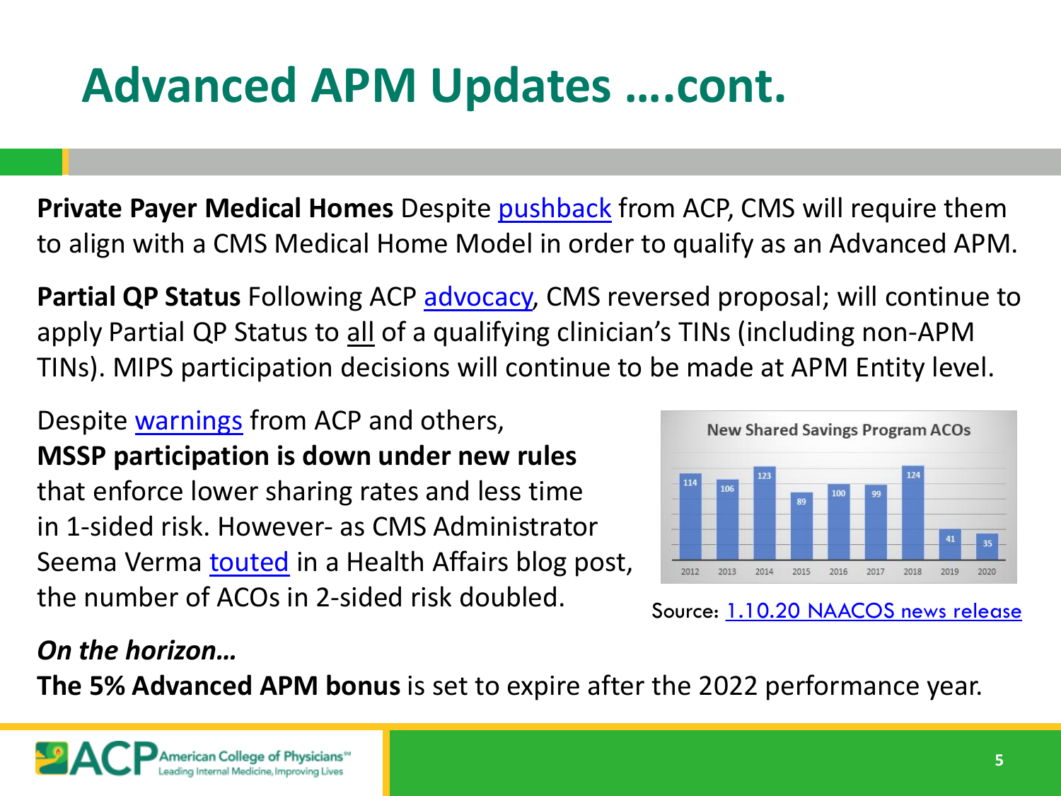# Advanced APM Updates ….cont.

**Private Payer Medical Homes** Despite pushback from ACP, CMS will require them to align with a CMS Medical Home Model in order to qualify as an Advanced APM.

**Partial QP Status** Following ACP advocacy, CMS reversed proposal; will continue to apply Partial QP Status to all of a qualifying clinician's TINs (including non-APM TINs). MIPS participation decisions will continue to be made at APM Entity level.

Despite warnings from ACP and others, **MSSP participation is down under new rules** that enforce lower sharing rates and less time in 1-sided risk. However- as CMS Administrator Seema Verma touted in a Health Affairs blog post, the number of ACOs in 2-sided risk doubled.

New Shared Savings Program ACOs

114 106 123 89 100 99 124 41 35

2012 2013 2014 2015 2016 2017 2018 2019 2020

Source: 1.10.20 NAACOS news release

***On the horizon…***

**The 5% Advanced APM bonus** is set to expire after the 2022 performance year.